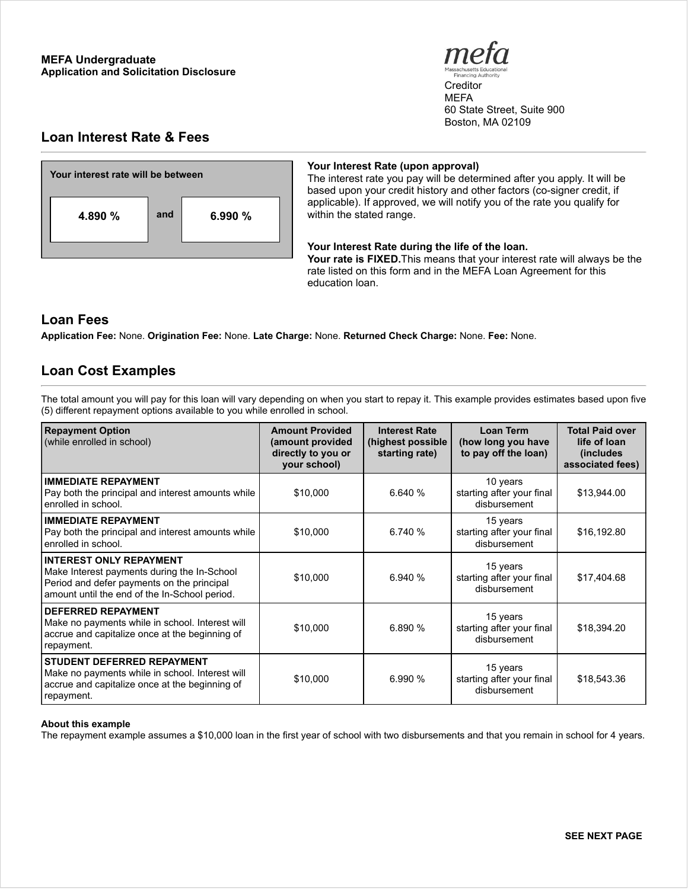**MEFA Undergraduate**
**Application and Solicitation Disclosure**

mefa
Massachusetts Educational Financing Authority

Creditor
MEFA
60 State Street, Suite 900
Boston, MA 02109

## Loan Interest Rate & Fees

| Your interest rate will be between | | |
|---|---|---|
| **4.890 %** | **and** | **6.990 %** |

**Your Interest Rate (upon approval)**
The interest rate you pay will be determined after you apply. It will be based upon your credit history and other factors (co-signer credit, if applicable). If approved, we will notify you of the rate you qualify for within the stated range.

**Your Interest Rate during the life of the loan.**
**Your rate is FIXED.**This means that your interest rate will always be the rate listed on this form and in the MEFA Loan Agreement for this education loan.

## Loan Fees

**Application Fee:** None. **Origination Fee:** None. **Late Charge:** None. **Returned Check Charge:** None. **Fee:** None.

## Loan Cost Examples

The total amount you will pay for this loan will vary depending on when you start to repay it. This example provides estimates based upon five (5) different repayment options available to you while enrolled in school.

| **Repayment Option** (while enrolled in school) | **Amount Provided (amount provided directly to you or your school)** | **Interest Rate (highest possible starting rate)** | **Loan Term (how long you have to pay off the loan)** | **Total Paid over life of loan (includes associated fees)** |
|---|---|---|---|---|
| **IMMEDIATE REPAYMENT** Pay both the principal and interest amounts while enrolled in school. | $10,000 | 6.640 % | 10 years starting after your final disbursement | $13,944.00 |
| **IMMEDIATE REPAYMENT** Pay both the principal and interest amounts while enrolled in school. | $10,000 | 6.740 % | 15 years starting after your final disbursement | $16,192.80 |
| **INTEREST ONLY REPAYMENT** Make Interest payments during the In-School Period and defer payments on the principal amount until the end of the In-School period. | $10,000 | 6.940 % | 15 years starting after your final disbursement | $17,404.68 |
| **DEFERRED REPAYMENT** Make no payments while in school. Interest will accrue and capitalize once at the beginning of repayment. | $10,000 | 6.890 % | 15 years starting after your final disbursement | $18,394.20 |
| **STUDENT DEFERRED REPAYMENT** Make no payments while in school. Interest will accrue and capitalize once at the beginning of repayment. | $10,000 | 6.990 % | 15 years starting after your final disbursement | $18,543.36 |

**About this example**
The repayment example assumes a $10,000 loan in the first year of school with two disbursements and that you remain in school for 4 years.

**SEE NEXT PAGE**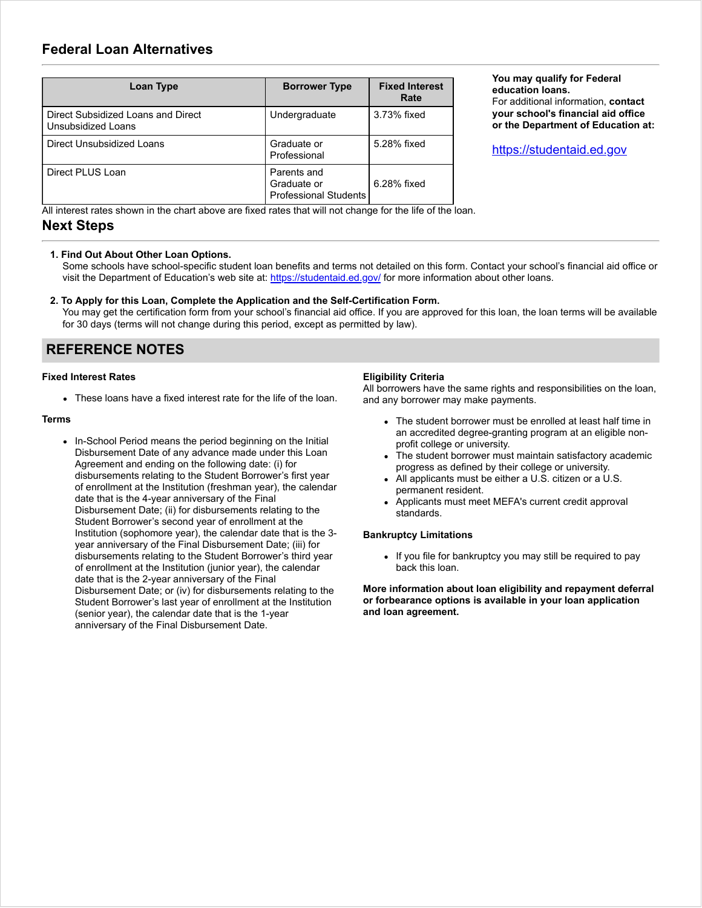## Federal Loan Alternatives

| Loan Type | Borrower Type | Fixed Interest Rate |
| --- | --- | --- |
| Direct Subsidized Loans and Direct Unsubsidized Loans | Undergraduate | 3.73% fixed |
| Direct Unsubsidized Loans | Graduate or Professional | 5.28% fixed |
| Direct PLUS Loan | Parents and Graduate or Professional Students | 6.28% fixed |

All interest rates shown in the chart above are fixed rates that will not change for the life of the loan.

**You may qualify for Federal education loans.**
For additional information, **contact your school's financial aid office or the Department of Education at:**

https://studentaid.ed.gov

## Next Steps

1. **Find Out About Other Loan Options.**
   Some schools have school-specific student loan benefits and terms not detailed on this form. Contact your school's financial aid office or visit the Department of Education's web site at: https://studentaid.ed.gov/ for more information about other loans.

2. **To Apply for this Loan, Complete the Application and the Self-Certification Form.**
   You may get the certification form from your school's financial aid office. If you are approved for this loan, the loan terms will be available for 30 days (terms will not change during this period, except as permitted by law).

## REFERENCE NOTES

**Fixed Interest Rates**

- These loans have a fixed interest rate for the life of the loan.

**Terms**

- In-School Period means the period beginning on the Initial Disbursement Date of any advance made under this Loan Agreement and ending on the following date: (i) for disbursements relating to the Student Borrower's first year of enrollment at the Institution (freshman year), the calendar date that is the 4-year anniversary of the Final Disbursement Date; (ii) for disbursements relating to the Student Borrower's second year of enrollment at the Institution (sophomore year), the calendar date that is the 3-year anniversary of the Final Disbursement Date; (iii) for disbursements relating to the Student Borrower's third year of enrollment at the Institution (junior year), the calendar date that is the 2-year anniversary of the Final Disbursement Date; or (iv) for disbursements relating to the Student Borrower's last year of enrollment at the Institution (senior year), the calendar date that is the 1-year anniversary of the Final Disbursement Date.

**Eligibility Criteria**

All borrowers have the same rights and responsibilities on the loan, and any borrower may make payments.

- The student borrower must be enrolled at least half time in an accredited degree-granting program at an eligible non-profit college or university.
- The student borrower must maintain satisfactory academic progress as defined by their college or university.
- All applicants must be either a U.S. citizen or a U.S. permanent resident.
- Applicants must meet MEFA's current credit approval standards.

**Bankruptcy Limitations**

- If you file for bankruptcy you may still be required to pay back this loan.

**More information about loan eligibility and repayment deferral or forbearance options is available in your loan application and loan agreement.**